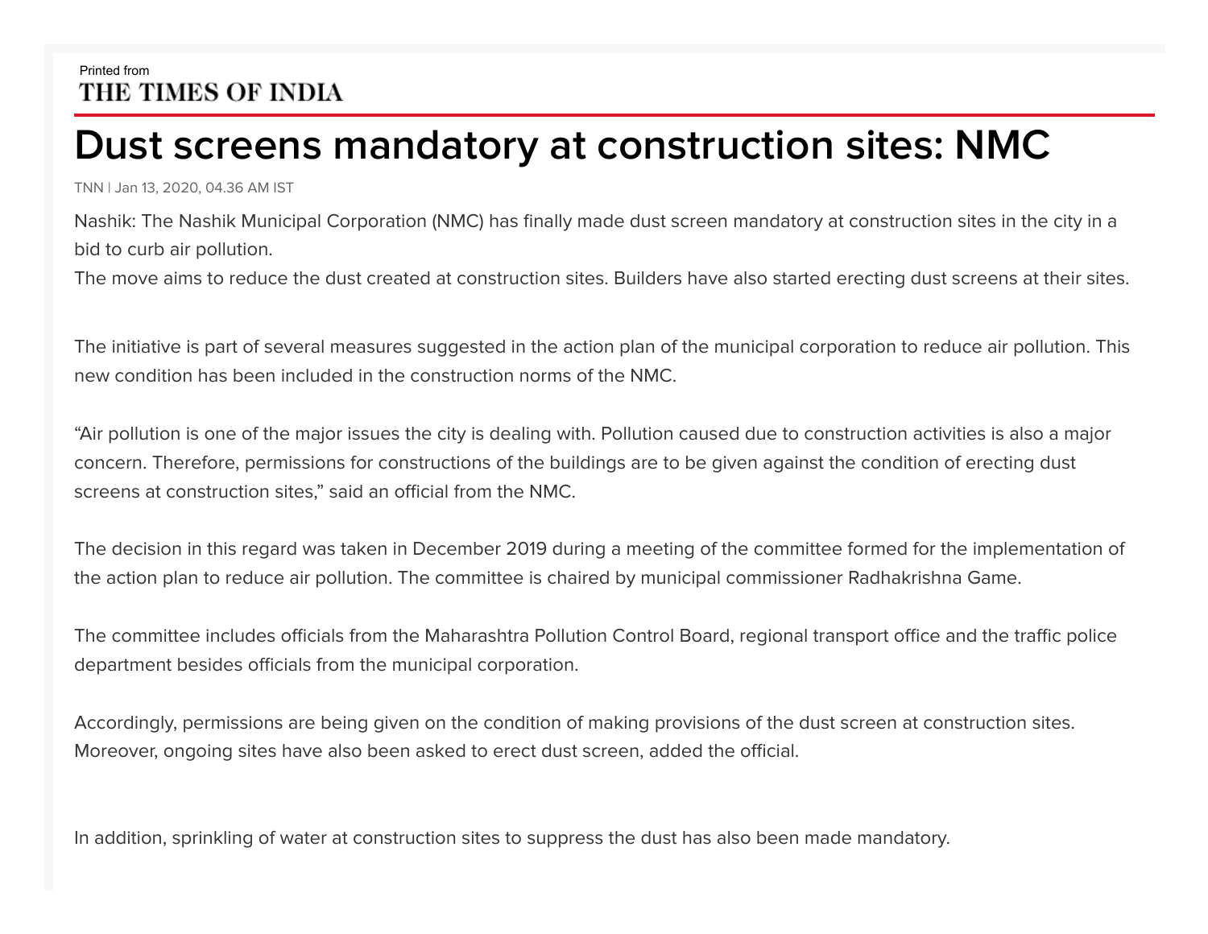Printed from
THE TIMES OF INDIA

# Dust screens mandatory at construction sites: NMC

TNN | Jan 13, 2020, 04.36 AM IST

Nashik: The Nashik Municipal Corporation (NMC) has finally made dust screen mandatory at construction sites in the city in a bid to curb air pollution.
The move aims to reduce the dust created at construction sites. Builders have also started erecting dust screens at their sites.

The initiative is part of several measures suggested in the action plan of the municipal corporation to reduce air pollution. This new condition has been included in the construction norms of the NMC.

"Air pollution is one of the major issues the city is dealing with. Pollution caused due to construction activities is also a major concern. Therefore, permissions for constructions of the buildings are to be given against the condition of erecting dust screens at construction sites," said an official from the NMC.

The decision in this regard was taken in December 2019 during a meeting of the committee formed for the implementation of the action plan to reduce air pollution. The committee is chaired by municipal commissioner Radhakrishna Game.

The committee includes officials from the Maharashtra Pollution Control Board, regional transport office and the traffic police department besides officials from the municipal corporation.

Accordingly, permissions are being given on the condition of making provisions of the dust screen at construction sites. Moreover, ongoing sites have also been asked to erect dust screen, added the official.

In addition, sprinkling of water at construction sites to suppress the dust has also been made mandatory.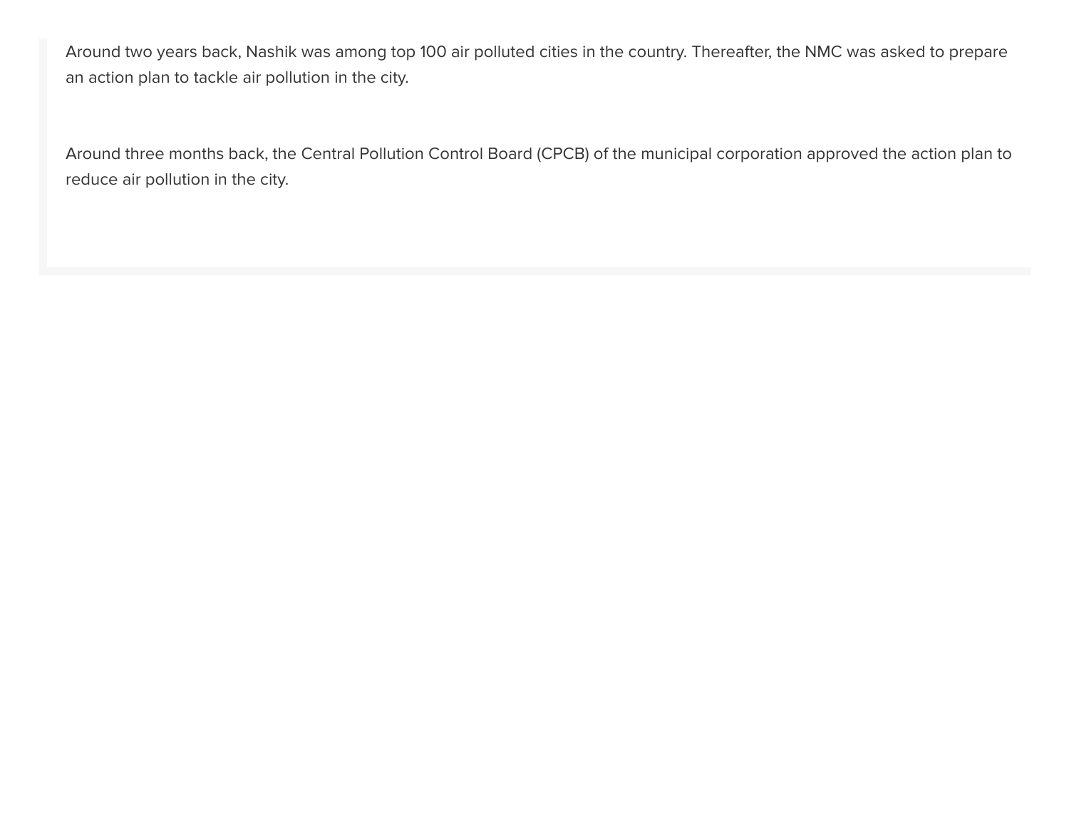Around two years back, Nashik was among top 100 air polluted cities in the country. Thereafter, the NMC was asked to prepare an action plan to tackle air pollution in the city.

Around three months back, the Central Pollution Control Board (CPCB) of the municipal corporation approved the action plan to reduce air pollution in the city.